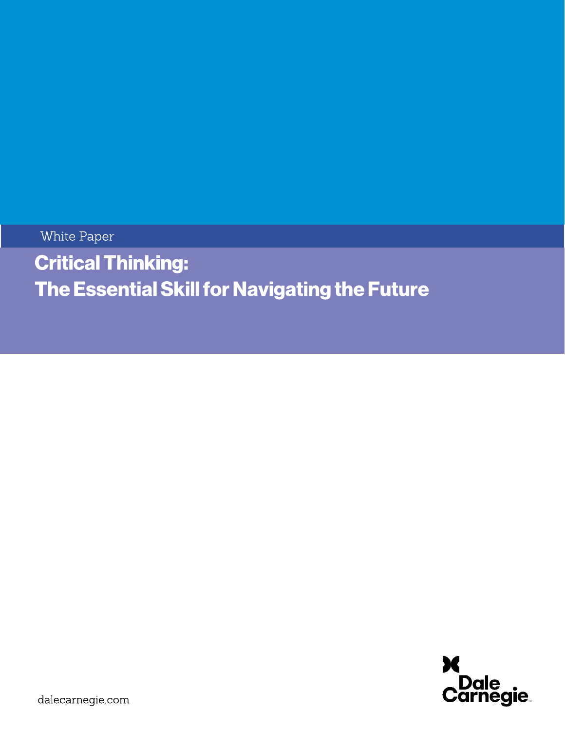White Paper

# Critical Thinking: The Essential Skill for Navigating the Future

dalecarnegie.com

Dale Carnegie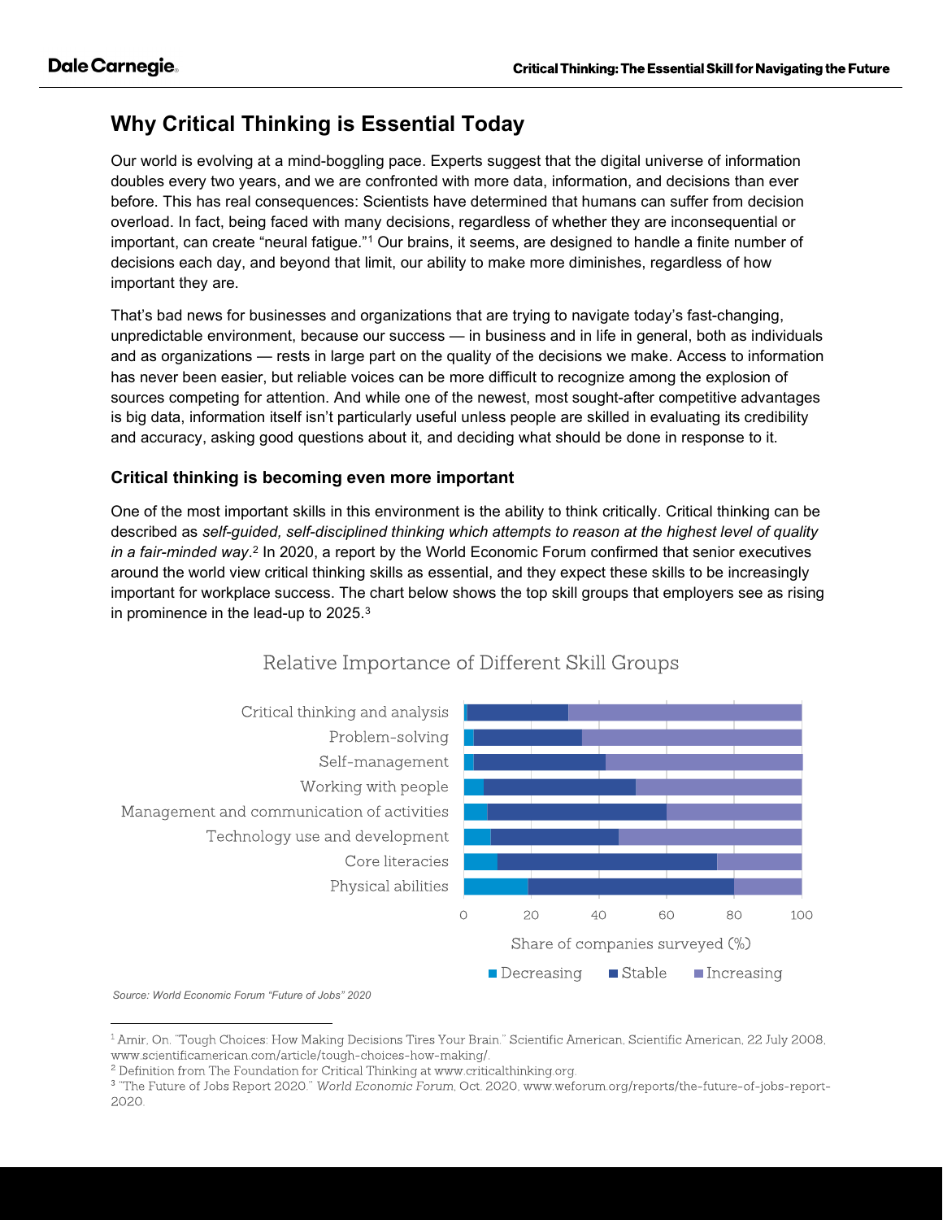## Why Critical Thinking is Essential Today

Our world is evolving at a mind-boggling pace. Experts suggest that the digital universe of information doubles every two years, and we are confronted with more data, information, and decisions than ever before. This has real consequences: Scientists have determined that humans can suffer from decision overload. In fact, being faced with many decisions, regardless of whether they are inconsequential or important, can create "neural fatigue."[1] Our brains, it seems, are designed to handle a finite number of decisions each day, and beyond that limit, our ability to make more diminishes, regardless of how important they are.

That's bad news for businesses and organizations that are trying to navigate today's fast-changing, unpredictable environment, because our success — in business and in life in general, both as individuals and as organizations — rests in large part on the quality of the decisions we make. Access to information has never been easier, but reliable voices can be more difficult to recognize among the explosion of sources competing for attention. And while one of the newest, most sought-after competitive advantages is big data, information itself isn't particularly useful unless people are skilled in evaluating its credibility and accuracy, asking good questions about it, and deciding what should be done in response to it.

### Critical thinking is becoming even more important

One of the most important skills in this environment is the ability to think critically. Critical thinking can be described as *self-guided, self-disciplined thinking which attempts to reason at the highest level of quality in a fair-minded way*.[2] In 2020, a report by the World Economic Forum confirmed that senior executives around the world view critical thinking skills as essential, and they expect these skills to be increasingly important for workplace success. The chart below shows the top skill groups that employers see as rising in prominence in the lead-up to 2025.[3]

Relative Importance of Different Skill Groups

Critical thinking and analysis
Problem-solving
Self-management
Working with people
Management and communication of activities
Technology use and development
Core literacies
Physical abilities

0 20 40 60 80 100

Share of companies surveyed (%)

Decreasing Stable Increasing

*Source: World Economic Forum "Future of Jobs" 2020*

---

[1] Amir, On. "Tough Choices: How Making Decisions Tires Your Brain." Scientific American, Scientific American, 22 July 2008, www.scientificamerican.com/article/tough-choices-how-making/.

[2] Definition from The Foundation for Critical Thinking at www.criticalthinking.org.

[3] "The Future of Jobs Report 2020." *World Economic Forum*, Oct. 2020, www.weforum.org/reports/the-future-of-jobs-report-2020.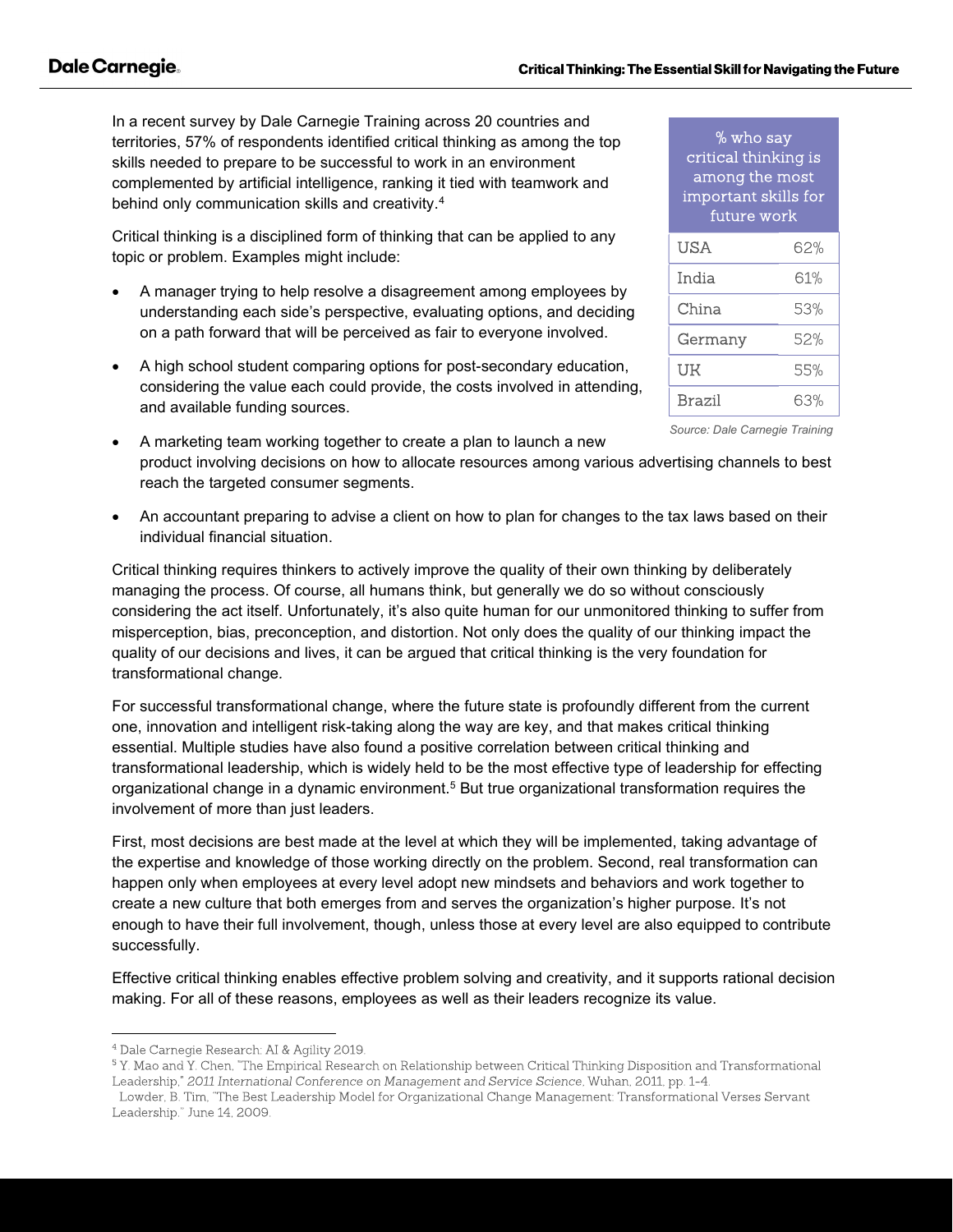In a recent survey by Dale Carnegie Training across 20 countries and territories, 57% of respondents identified critical thinking as among the top skills needed to prepare to be successful to work in an environment complemented by artificial intelligence, ranking it tied with teamwork and behind only communication skills and creativity.[4]

| % who say critical thinking is among the most important skills for future work | |
|---|---|
| USA | 62% |
| India | 61% |
| China | 53% |
| Germany | 52% |
| UK | 55% |
| Brazil | 63% |

*Source: Dale Carnegie Training*

Critical thinking is a disciplined form of thinking that can be applied to any topic or problem. Examples might include:

- A manager trying to help resolve a disagreement among employees by understanding each side's perspective, evaluating options, and deciding on a path forward that will be perceived as fair to everyone involved.
- A high school student comparing options for post-secondary education, considering the value each could provide, the costs involved in attending, and available funding sources.
- A marketing team working together to create a plan to launch a new product involving decisions on how to allocate resources among various advertising channels to best reach the targeted consumer segments.
- An accountant preparing to advise a client on how to plan for changes to the tax laws based on their individual financial situation.

Critical thinking requires thinkers to actively improve the quality of their own thinking by deliberately managing the process. Of course, all humans think, but generally we do so without consciously considering the act itself. Unfortunately, it's also quite human for our unmonitored thinking to suffer from misperception, bias, preconception, and distortion. Not only does the quality of our thinking impact the quality of our decisions and lives, it can be argued that critical thinking is the very foundation for transformational change.

For successful transformational change, where the future state is profoundly different from the current one, innovation and intelligent risk-taking along the way are key, and that makes critical thinking essential. Multiple studies have also found a positive correlation between critical thinking and transformational leadership, which is widely held to be the most effective type of leadership for effecting organizational change in a dynamic environment.[5] But true organizational transformation requires the involvement of more than just leaders.

First, most decisions are best made at the level at which they will be implemented, taking advantage of the expertise and knowledge of those working directly on the problem. Second, real transformation can happen only when employees at every level adopt new mindsets and behaviors and work together to create a new culture that both emerges from and serves the organization's higher purpose. It's not enough to have their full involvement, though, unless those at every level are also equipped to contribute successfully.

Effective critical thinking enables effective problem solving and creativity, and it supports rational decision making. For all of these reasons, employees as well as their leaders recognize its value.

---

[4] Dale Carnegie Research: AI & Agility 2019.

[5] Y. Mao and Y. Chen, "The Empirical Research on Relationship between Critical Thinking Disposition and Transformational Leadership," *2011 International Conference on Management and Service Science*, Wuhan, 2011, pp. 1-4.
Lowder, B. Tim, "The Best Leadership Model for Organizational Change Management: Transformational Verses Servant Leadership." June 14, 2009.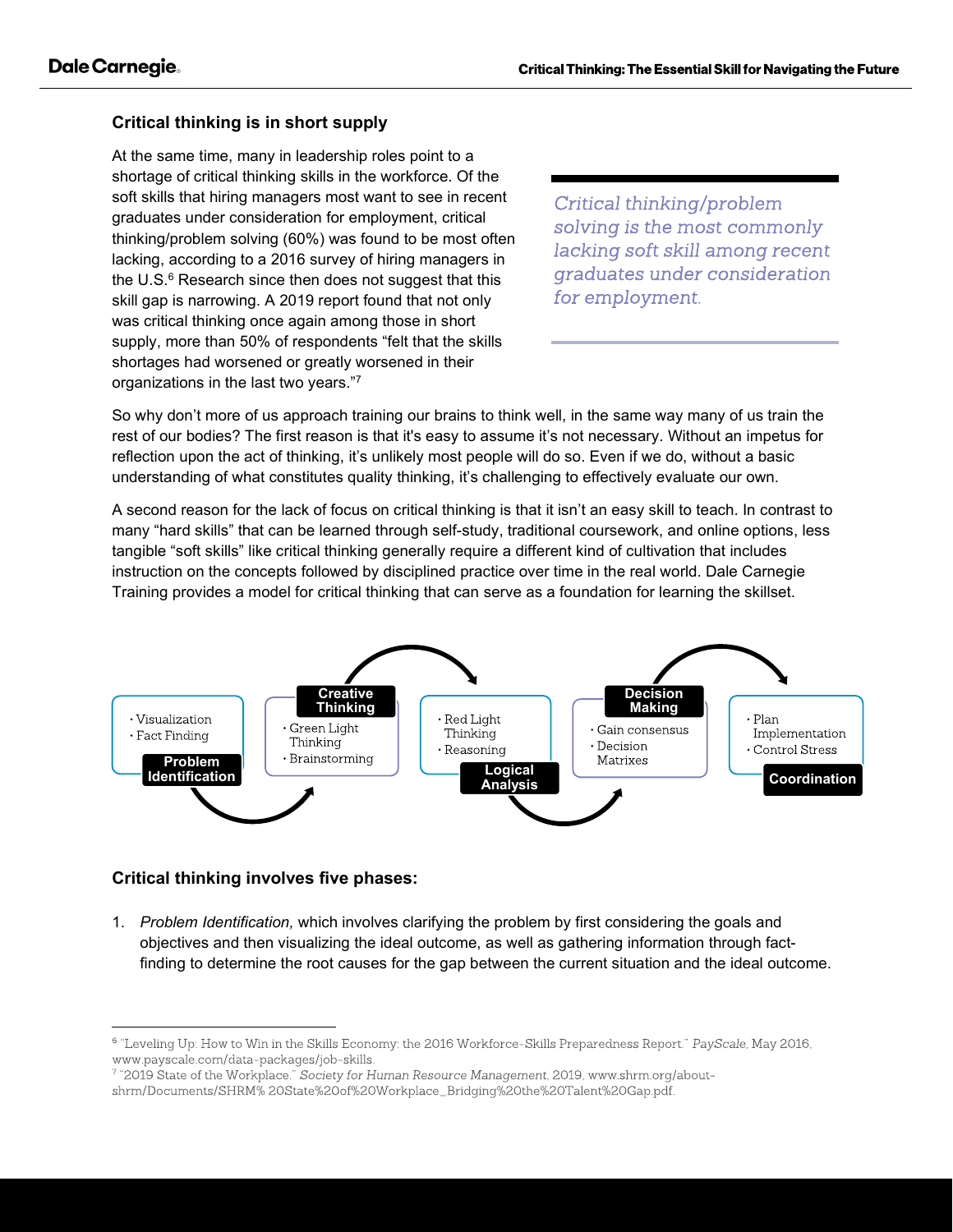## Critical thinking is in short supply

At the same time, many in leadership roles point to a shortage of critical thinking skills in the workforce. Of the soft skills that hiring managers most want to see in recent graduates under consideration for employment, critical thinking/problem solving (60%) was found to be most often lacking, according to a 2016 survey of hiring managers in the U.S.[6] Research since then does not suggest that this skill gap is narrowing. A 2019 report found that not only was critical thinking once again among those in short supply, more than 50% of respondents "felt that the skills shortages had worsened or greatly worsened in their organizations in the last two years."[7]

> *Critical thinking/problem solving is the most commonly lacking soft skill among recent graduates under consideration for employment.*

So why don't more of us approach training our brains to think well, in the same way many of us train the rest of our bodies? The first reason is that it's easy to assume it's not necessary. Without an impetus for reflection upon the act of thinking, it's unlikely most people will do so. Even if we do, without a basic understanding of what constitutes quality thinking, it's challenging to effectively evaluate our own.

A second reason for the lack of focus on critical thinking is that it isn't an easy skill to teach. In contrast to many "hard skills" that can be learned through self-study, traditional coursework, and online options, less tangible "soft skills" like critical thinking generally require a different kind of cultivation that includes instruction on the concepts followed by disciplined practice over time in the real world. Dale Carnegie Training provides a model for critical thinking that can serve as a foundation for learning the skillset.

Problem Identification
- Visualization
- Fact Finding

Creative Thinking
- Green Light Thinking
- Brainstorming

Logical Analysis
- Red Light Thinking
- Reasoning

Decision Making
- Gain consensus
- Decision Matrixes

Coordination
- Plan Implementation
- Control Stress

## Critical thinking involves five phases:

1. *Problem Identification,* which involves clarifying the problem by first considering the goals and objectives and then visualizing the ideal outcome, as well as gathering information through fact-finding to determine the root causes for the gap between the current situation and the ideal outcome.

---

[6] "Leveling Up: How to Win in the Skills Economy: the 2016 Workforce-Skills Preparedness Report." *PayScale*, May 2016, www.payscale.com/data-packages/job-skills.

[7] "2019 State of the Workplace." *Society for Human Resource Management*, 2019, www.shrm.org/about-shrm/Documents/SHRM% 20State%20of%20Workplace_Bridging%20the%20Talent%20Gap.pdf.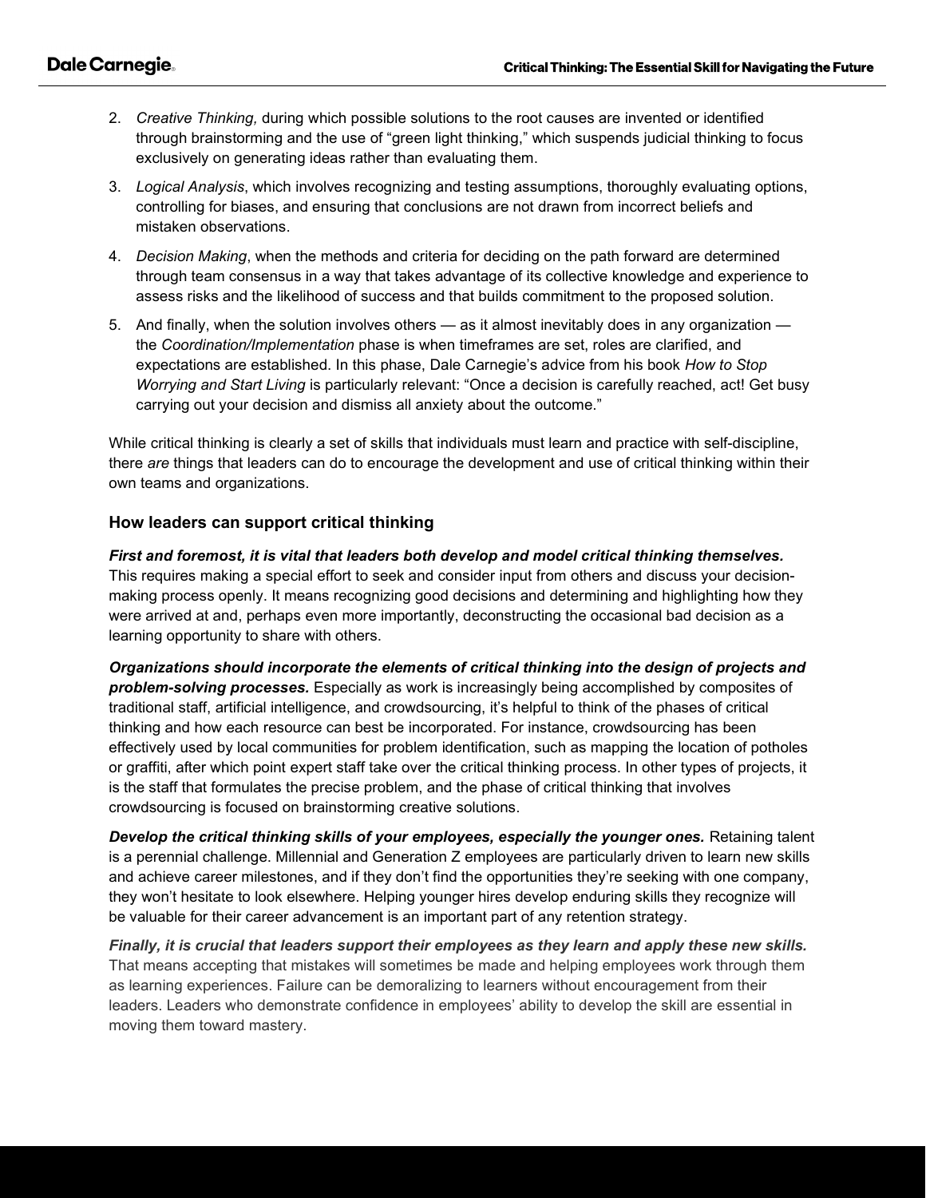2. *Creative Thinking,* during which possible solutions to the root causes are invented or identified through brainstorming and the use of "green light thinking," which suspends judicial thinking to focus exclusively on generating ideas rather than evaluating them.
3. *Logical Analysis*, which involves recognizing and testing assumptions, thoroughly evaluating options, controlling for biases, and ensuring that conclusions are not drawn from incorrect beliefs and mistaken observations.
4. *Decision Making*, when the methods and criteria for deciding on the path forward are determined through team consensus in a way that takes advantage of its collective knowledge and experience to assess risks and the likelihood of success and that builds commitment to the proposed solution.
5. And finally, when the solution involves others — as it almost inevitably does in any organization — the *Coordination/Implementation* phase is when timeframes are set, roles are clarified, and expectations are established. In this phase, Dale Carnegie's advice from his book *How to Stop Worrying and Start Living* is particularly relevant: "Once a decision is carefully reached, act! Get busy carrying out your decision and dismiss all anxiety about the outcome."

While critical thinking is clearly a set of skills that individuals must learn and practice with self-discipline, there *are* things that leaders can do to encourage the development and use of critical thinking within their own teams and organizations.

### How leaders can support critical thinking

***First and foremost, it is vital that leaders both develop and model critical thinking themselves.*** This requires making a special effort to seek and consider input from others and discuss your decision-making process openly. It means recognizing good decisions and determining and highlighting how they were arrived at and, perhaps even more importantly, deconstructing the occasional bad decision as a learning opportunity to share with others.

***Organizations should incorporate the elements of critical thinking into the design of projects and problem-solving processes.*** Especially as work is increasingly being accomplished by composites of traditional staff, artificial intelligence, and crowdsourcing, it's helpful to think of the phases of critical thinking and how each resource can best be incorporated. For instance, crowdsourcing has been effectively used by local communities for problem identification, such as mapping the location of potholes or graffiti, after which point expert staff take over the critical thinking process. In other types of projects, it is the staff that formulates the precise problem, and the phase of critical thinking that involves crowdsourcing is focused on brainstorming creative solutions.

***Develop the critical thinking skills of your employees, especially the younger ones.*** Retaining talent is a perennial challenge. Millennial and Generation Z employees are particularly driven to learn new skills and achieve career milestones, and if they don't find the opportunities they're seeking with one company, they won't hesitate to look elsewhere. Helping younger hires develop enduring skills they recognize will be valuable for their career advancement is an important part of any retention strategy.

***Finally, it is crucial that leaders support their employees as they learn and apply these new skills.*** That means accepting that mistakes will sometimes be made and helping employees work through them as learning experiences. Failure can be demoralizing to learners without encouragement from their leaders. Leaders who demonstrate confidence in employees' ability to develop the skill are essential in moving them toward mastery.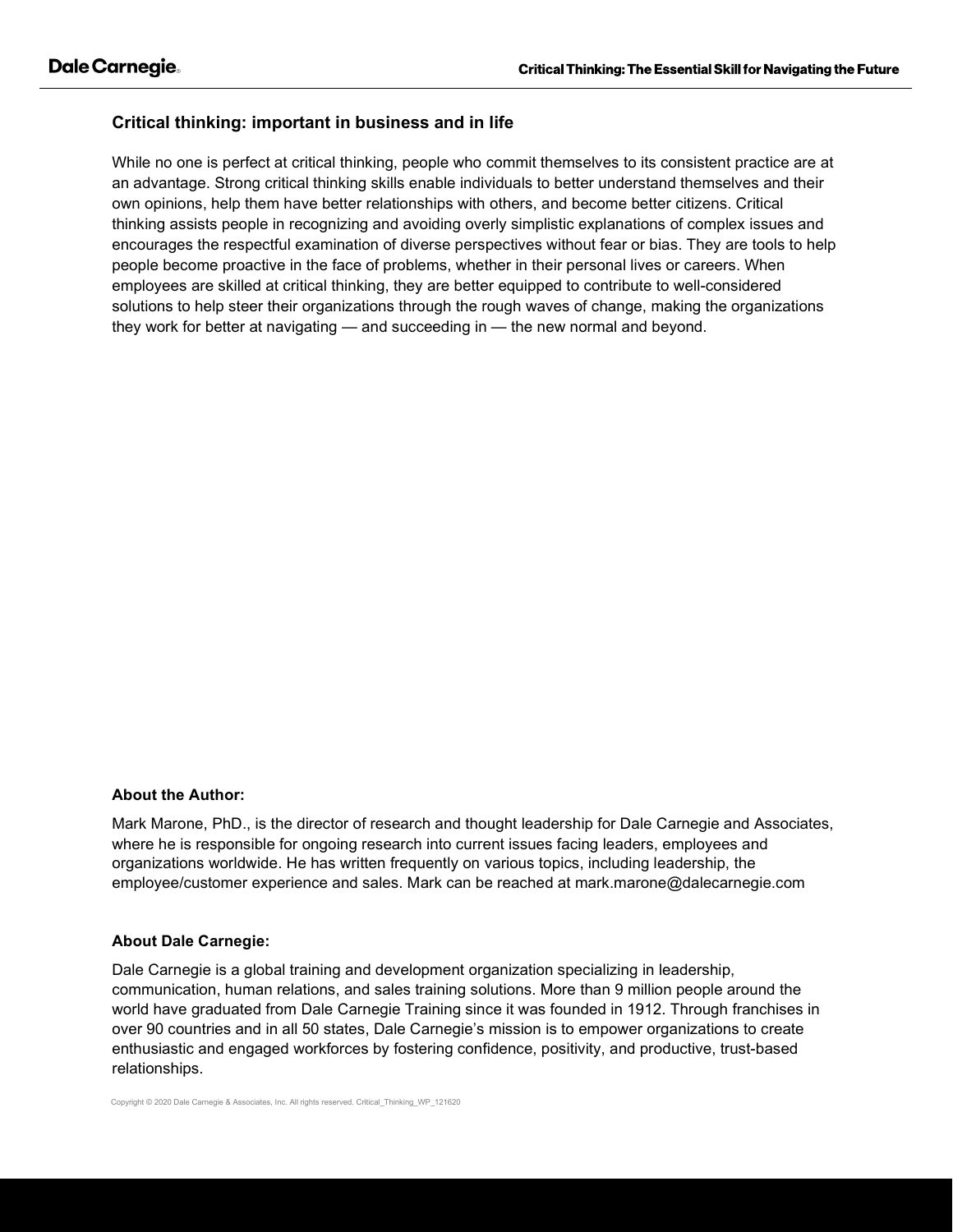## Critical thinking: important in business and in life

While no one is perfect at critical thinking, people who commit themselves to its consistent practice are at an advantage. Strong critical thinking skills enable individuals to better understand themselves and their own opinions, help them have better relationships with others, and become better citizens. Critical thinking assists people in recognizing and avoiding overly simplistic explanations of complex issues and encourages the respectful examination of diverse perspectives without fear or bias. They are tools to help people become proactive in the face of problems, whether in their personal lives or careers. When employees are skilled at critical thinking, they are better equipped to contribute to well-considered solutions to help steer their organizations through the rough waves of change, making the organizations they work for better at navigating — and succeeding in — the new normal and beyond.

**About the Author:**

Mark Marone, PhD., is the director of research and thought leadership for Dale Carnegie and Associates, where he is responsible for ongoing research into current issues facing leaders, employees and organizations worldwide. He has written frequently on various topics, including leadership, the employee/customer experience and sales. Mark can be reached at mark.marone@dalecarnegie.com

**About Dale Carnegie:**

Dale Carnegie is a global training and development organization specializing in leadership, communication, human relations, and sales training solutions. More than 9 million people around the world have graduated from Dale Carnegie Training since it was founded in 1912. Through franchises in over 90 countries and in all 50 states, Dale Carnegie's mission is to empower organizations to create enthusiastic and engaged workforces by fostering confidence, positivity, and productive, trust-based relationships.

Copyright © 2020 Dale Carnegie & Associates, Inc. All rights reserved. Critical_Thinking_WP_121620